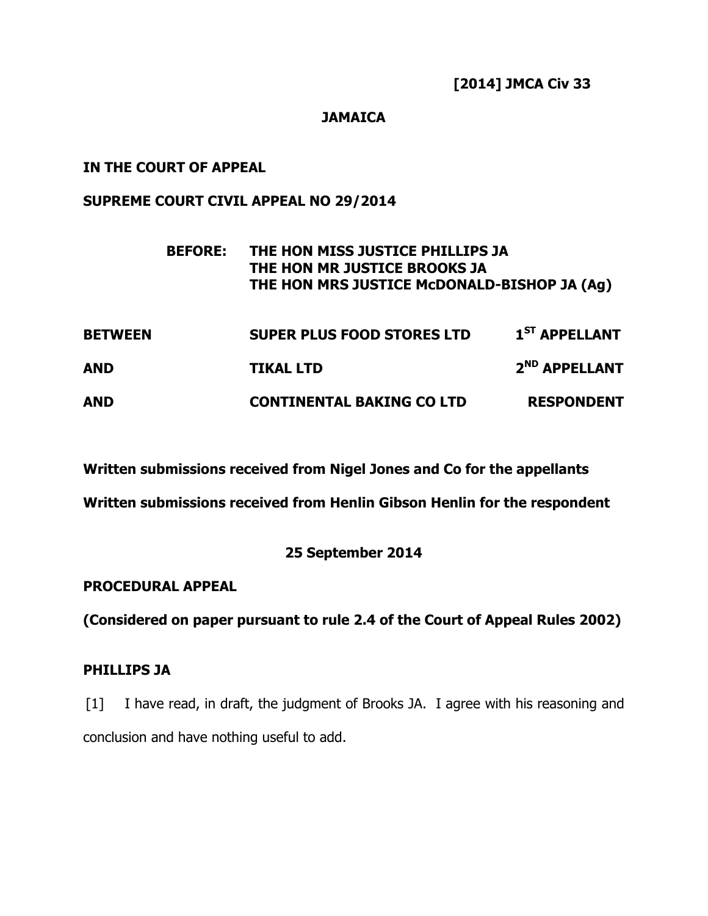**[2014] JMCA Civ 33**

**JAMAICA**

**IN THE COURT OF APPEAL**

**SUPREME COURT CIVIL APPEAL NO 29/2014**

**BEFORE: THE HON MISS JUSTICE PHILLIPS JA**
**THE HON MR JUSTICE BROOKS JA**
**THE HON MRS JUSTICE McDONALD-BISHOP JA (Ag)**

| | | |
|---|---|---|
| **BETWEEN** | **SUPER PLUS FOOD STORES LTD** | **1ST APPELLANT** |
| **AND** | **TIKAL LTD** | **2ND APPELLANT** |
| **AND** | **CONTINENTAL BAKING CO LTD** | **RESPONDENT** |

**Written submissions received from Nigel Jones and Co for the appellants**

**Written submissions received from Henlin Gibson Henlin for the respondent**

**25 September 2014**

**PROCEDURAL APPEAL**

**(Considered on paper pursuant to rule 2.4 of the Court of Appeal Rules 2002)**

**PHILLIPS JA**

[1] I have read, in draft, the judgment of Brooks JA. I agree with his reasoning and conclusion and have nothing useful to add.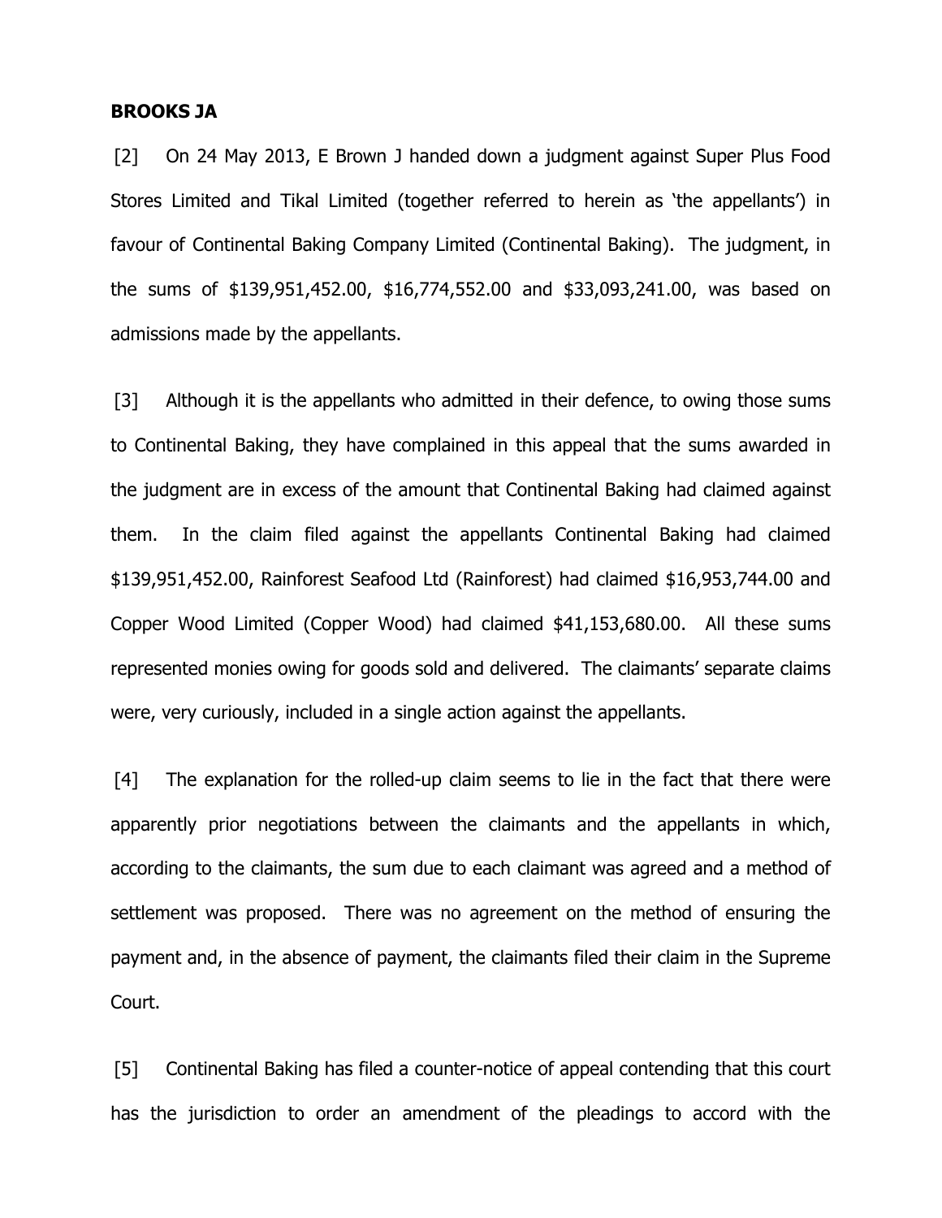**BROOKS JA**

[2] On 24 May 2013, E Brown J handed down a judgment against Super Plus Food Stores Limited and Tikal Limited (together referred to herein as 'the appellants') in favour of Continental Baking Company Limited (Continental Baking). The judgment, in the sums of $139,951,452.00, $16,774,552.00 and $33,093,241.00, was based on admissions made by the appellants.

[3] Although it is the appellants who admitted in their defence, to owing those sums to Continental Baking, they have complained in this appeal that the sums awarded in the judgment are in excess of the amount that Continental Baking had claimed against them. In the claim filed against the appellants Continental Baking had claimed $139,951,452.00, Rainforest Seafood Ltd (Rainforest) had claimed $16,953,744.00 and Copper Wood Limited (Copper Wood) had claimed $41,153,680.00. All these sums represented monies owing for goods sold and delivered. The claimants' separate claims were, very curiously, included in a single action against the appellants.

[4] The explanation for the rolled-up claim seems to lie in the fact that there were apparently prior negotiations between the claimants and the appellants in which, according to the claimants, the sum due to each claimant was agreed and a method of settlement was proposed. There was no agreement on the method of ensuring the payment and, in the absence of payment, the claimants filed their claim in the Supreme Court.

[5] Continental Baking has filed a counter-notice of appeal contending that this court has the jurisdiction to order an amendment of the pleadings to accord with the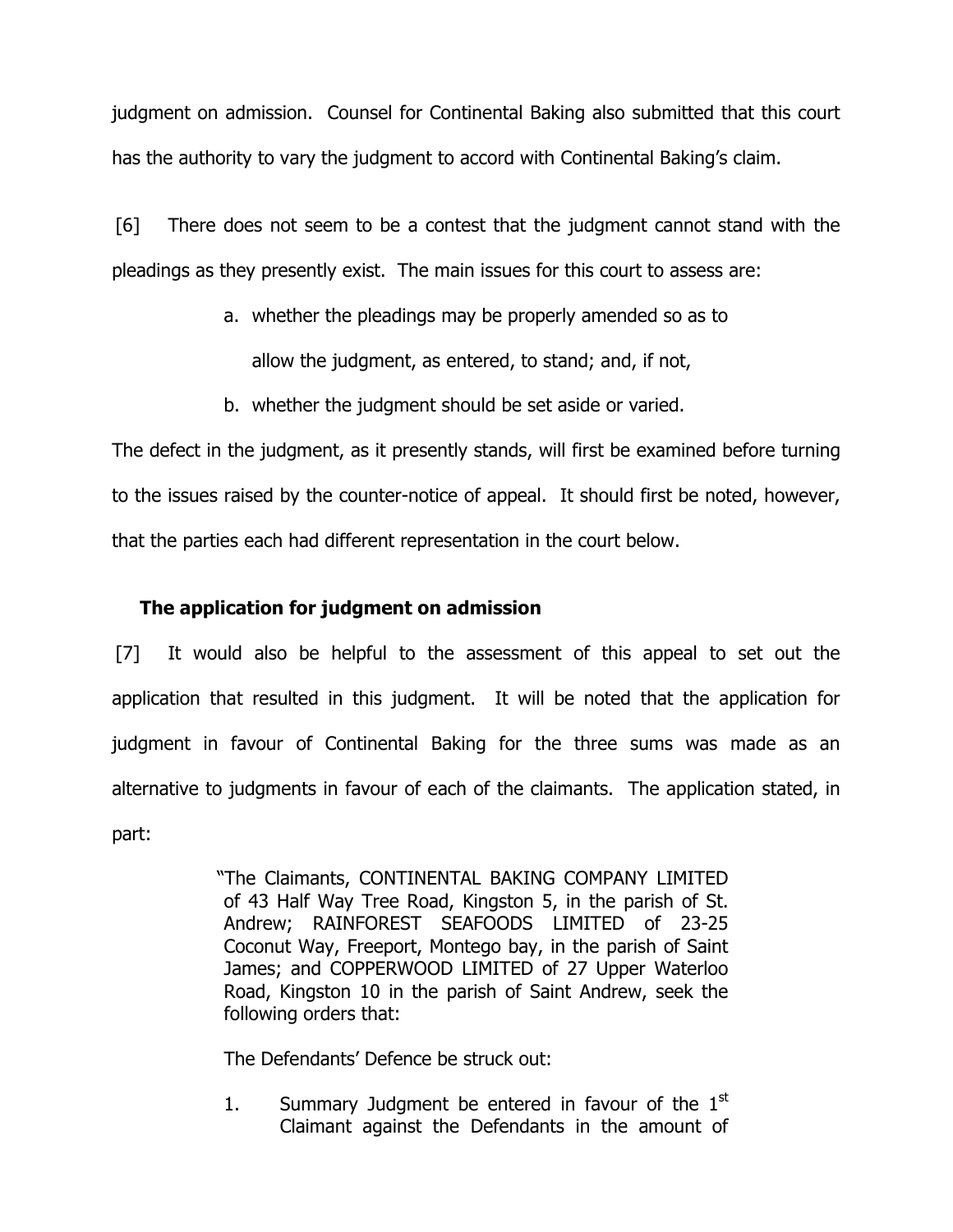judgment on admission. Counsel for Continental Baking also submitted that this court has the authority to vary the judgment to accord with Continental Baking's claim.

[6] There does not seem to be a contest that the judgment cannot stand with the pleadings as they presently exist. The main issues for this court to assess are:

a. whether the pleadings may be properly amended so as to allow the judgment, as entered, to stand; and, if not,

b. whether the judgment should be set aside or varied.

The defect in the judgment, as it presently stands, will first be examined before turning to the issues raised by the counter-notice of appeal. It should first be noted, however, that the parties each had different representation in the court below.

**The application for judgment on admission**

[7] It would also be helpful to the assessment of this appeal to set out the application that resulted in this judgment. It will be noted that the application for judgment in favour of Continental Baking for the three sums was made as an alternative to judgments in favour of each of the claimants. The application stated, in part:

> "The Claimants, CONTINENTAL BAKING COMPANY LIMITED of 43 Half Way Tree Road, Kingston 5, in the parish of St. Andrew; RAINFOREST SEAFOODS LIMITED of 23-25 Coconut Way, Freeport, Montego bay, in the parish of Saint James; and COPPERWOOD LIMITED of 27 Upper Waterloo Road, Kingston 10 in the parish of Saint Andrew, seek the following orders that:
>
> The Defendants' Defence be struck out:
>
> 1. Summary Judgment be entered in favour of the 1st Claimant against the Defendants in the amount of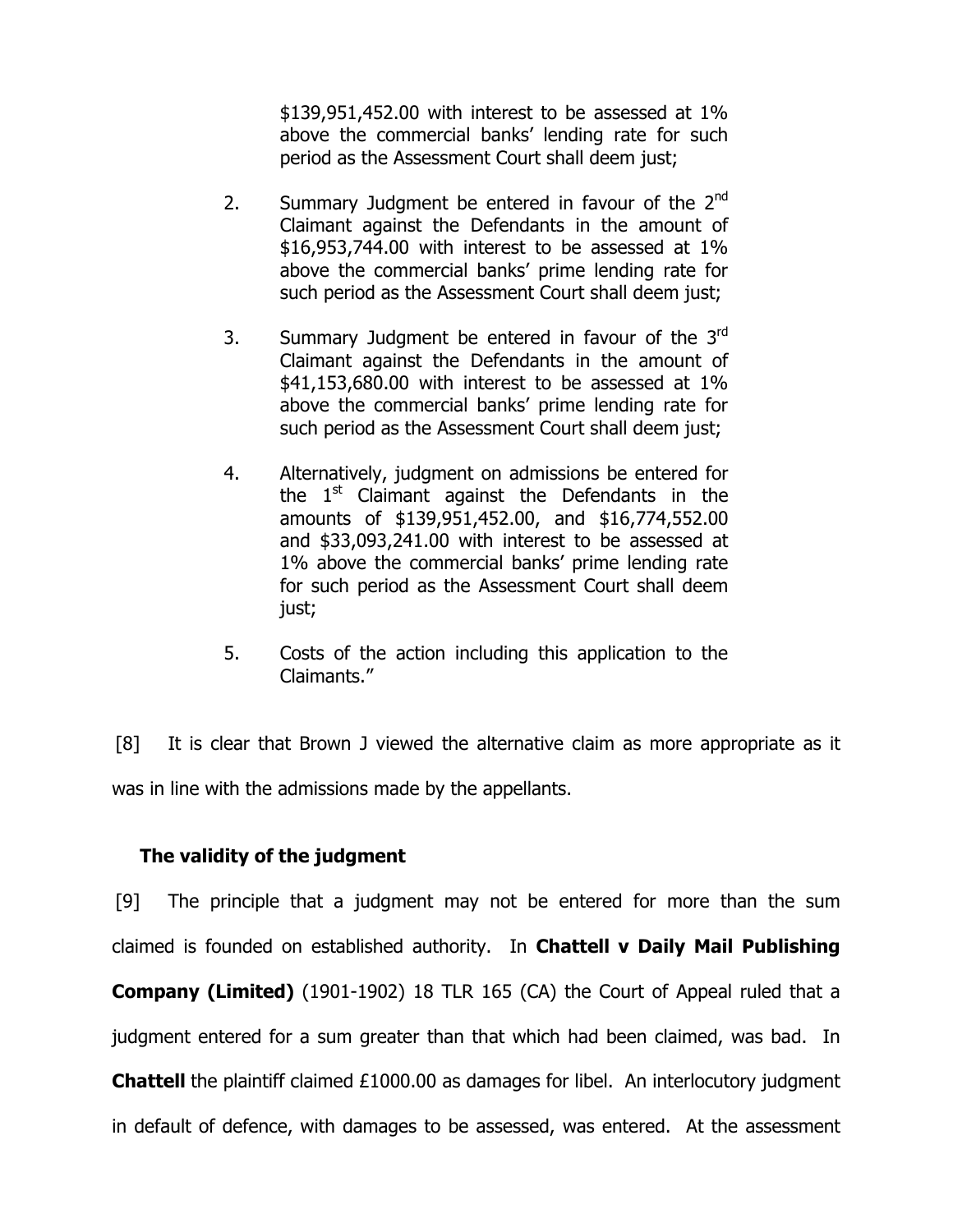$139,951,452.00 with interest to be assessed at 1% above the commercial banks' lending rate for such period as the Assessment Court shall deem just;

2. Summary Judgment be entered in favour of the 2nd Claimant against the Defendants in the amount of $16,953,744.00 with interest to be assessed at 1% above the commercial banks' prime lending rate for such period as the Assessment Court shall deem just;

3. Summary Judgment be entered in favour of the 3rd Claimant against the Defendants in the amount of $41,153,680.00 with interest to be assessed at 1% above the commercial banks' prime lending rate for such period as the Assessment Court shall deem just;

4. Alternatively, judgment on admissions be entered for the 1st Claimant against the Defendants in the amounts of $139,951,452.00, and $16,774,552.00 and $33,093,241.00 with interest to be assessed at 1% above the commercial banks' prime lending rate for such period as the Assessment Court shall deem just;

5. Costs of the action including this application to the Claimants."

[8] It is clear that Brown J viewed the alternative claim as more appropriate as it was in line with the admissions made by the appellants.

**The validity of the judgment**

[9] The principle that a judgment may not be entered for more than the sum claimed is founded on established authority. In **Chattell v Daily Mail Publishing Company (Limited)** (1901-1902) 18 TLR 165 (CA) the Court of Appeal ruled that a judgment entered for a sum greater than that which had been claimed, was bad. In **Chattell** the plaintiff claimed £1000.00 as damages for libel. An interlocutory judgment in default of defence, with damages to be assessed, was entered. At the assessment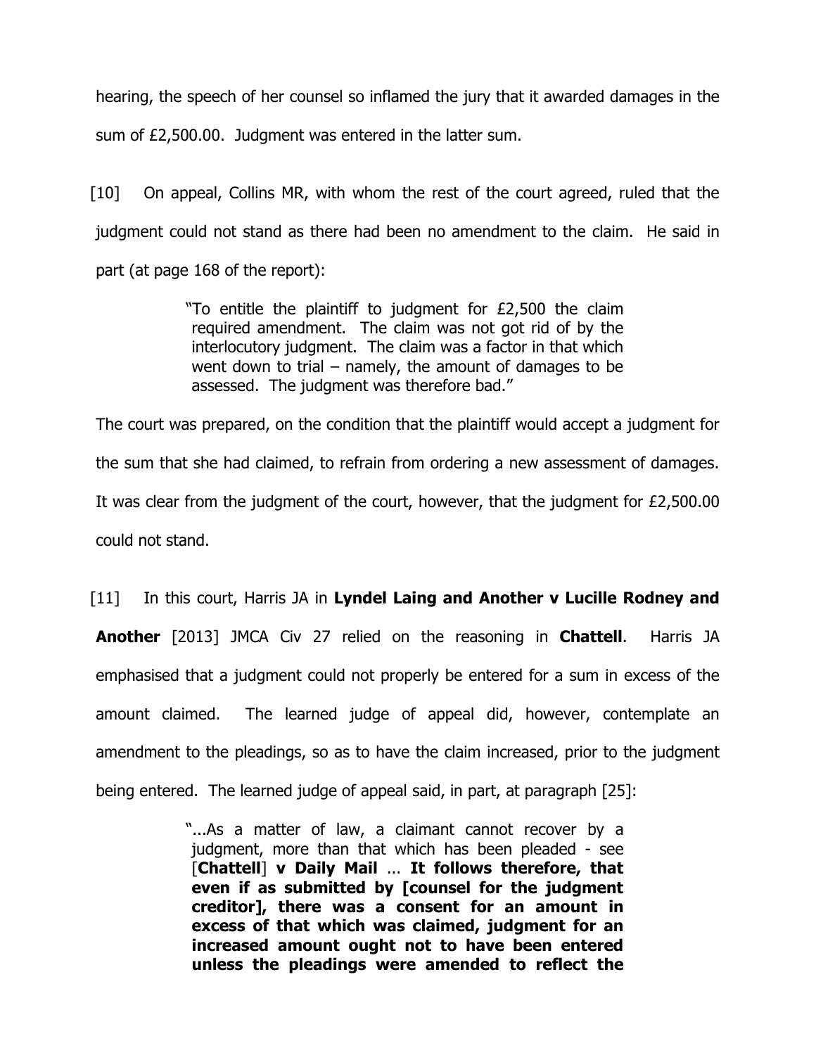hearing, the speech of her counsel so inflamed the jury that it awarded damages in the sum of £2,500.00. Judgment was entered in the latter sum.

[10] On appeal, Collins MR, with whom the rest of the court agreed, ruled that the judgment could not stand as there had been no amendment to the claim. He said in part (at page 168 of the report):

> "To entitle the plaintiff to judgment for £2,500 the claim required amendment. The claim was not got rid of by the interlocutory judgment. The claim was a factor in that which went down to trial – namely, the amount of damages to be assessed. The judgment was therefore bad."

The court was prepared, on the condition that the plaintiff would accept a judgment for the sum that she had claimed, to refrain from ordering a new assessment of damages. It was clear from the judgment of the court, however, that the judgment for £2,500.00 could not stand.

[11] In this court, Harris JA in **Lyndel Laing and Another v Lucille Rodney and Another** [2013] JMCA Civ 27 relied on the reasoning in **Chattell**. Harris JA emphasised that a judgment could not properly be entered for a sum in excess of the amount claimed. The learned judge of appeal did, however, contemplate an amendment to the pleadings, so as to have the claim increased, prior to the judgment being entered. The learned judge of appeal said, in part, at paragraph [25]:

> "...As a matter of law, a claimant cannot recover by a judgment, more than that which has been pleaded - see [**Chattell**] **v Daily Mail** … **It follows therefore, that even if as submitted by [counsel for the judgment creditor], there was a consent for an amount in excess of that which was claimed, judgment for an increased amount ought not to have been entered unless the pleadings were amended to reflect the**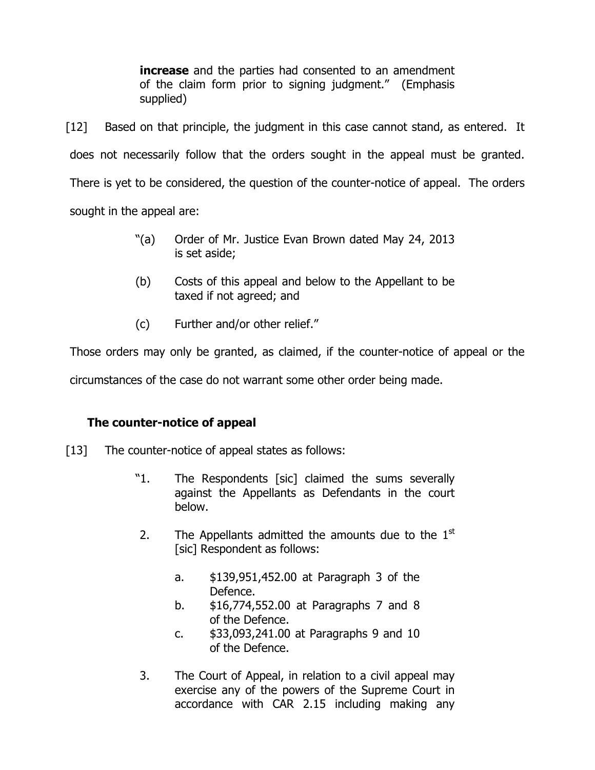> **increase** and the parties had consented to an amendment of the claim form prior to signing judgment." (Emphasis supplied)

[12] Based on that principle, the judgment in this case cannot stand, as entered. It does not necessarily follow that the orders sought in the appeal must be granted. There is yet to be considered, the question of the counter-notice of appeal. The orders sought in the appeal are:

> "(a) Order of Mr. Justice Evan Brown dated May 24, 2013 is set aside;
>
> (b) Costs of this appeal and below to the Appellant to be taxed if not agreed; and
>
> (c) Further and/or other relief."

Those orders may only be granted, as claimed, if the counter-notice of appeal or the circumstances of the case do not warrant some other order being made.

### The counter-notice of appeal

[13] The counter-notice of appeal states as follows:

> "1. The Respondents [sic] claimed the sums severally against the Appellants as Defendants in the court below.
>
> 2. The Appellants admitted the amounts due to the 1st [sic] Respondent as follows:
>
> a. $139,951,452.00 at Paragraph 3 of the Defence.
>
> b. $16,774,552.00 at Paragraphs 7 and 8 of the Defence.
>
> c. $33,093,241.00 at Paragraphs 9 and 10 of the Defence.
>
> 3. The Court of Appeal, in relation to a civil appeal may exercise any of the powers of the Supreme Court in accordance with CAR 2.15 including making any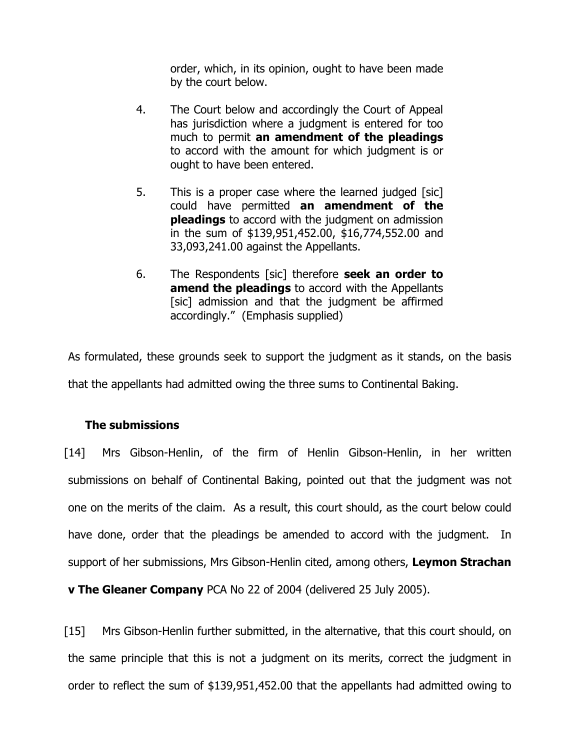order, which, in its opinion, ought to have been made by the court below.

4. The Court below and accordingly the Court of Appeal has jurisdiction where a judgment is entered for too much to permit **an amendment of the pleadings** to accord with the amount for which judgment is or ought to have been entered.

5. This is a proper case where the learned judged [sic] could have permitted **an amendment of the pleadings** to accord with the judgment on admission in the sum of $139,951,452.00, $16,774,552.00 and 33,093,241.00 against the Appellants.

6. The Respondents [sic] therefore **seek an order to amend the pleadings** to accord with the Appellants [sic] admission and that the judgment be affirmed accordingly." (Emphasis supplied)

As formulated, these grounds seek to support the judgment as it stands, on the basis that the appellants had admitted owing the three sums to Continental Baking.

### The submissions

[14] Mrs Gibson-Henlin, of the firm of Henlin Gibson-Henlin, in her written submissions on behalf of Continental Baking, pointed out that the judgment was not one on the merits of the claim. As a result, this court should, as the court below could have done, order that the pleadings be amended to accord with the judgment. In support of her submissions, Mrs Gibson-Henlin cited, among others, **Leymon Strachan v The Gleaner Company** PCA No 22 of 2004 (delivered 25 July 2005).

[15] Mrs Gibson-Henlin further submitted, in the alternative, that this court should, on the same principle that this is not a judgment on its merits, correct the judgment in order to reflect the sum of $139,951,452.00 that the appellants had admitted owing to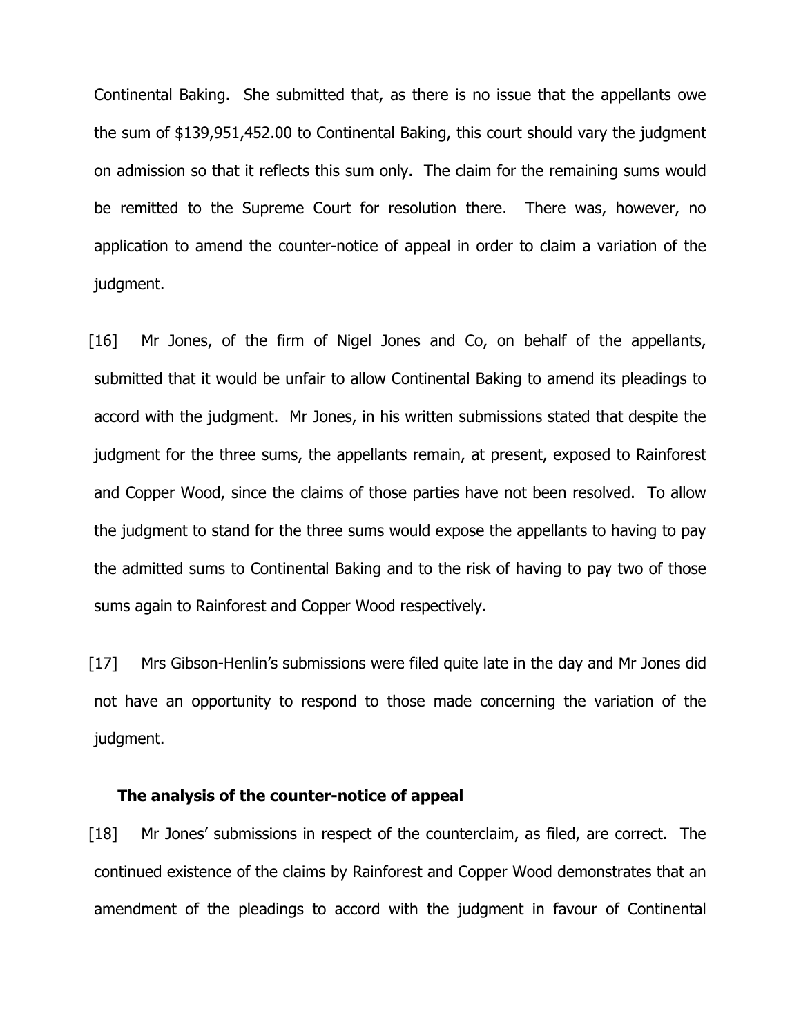Continental Baking. She submitted that, as there is no issue that the appellants owe the sum of $139,951,452.00 to Continental Baking, this court should vary the judgment on admission so that it reflects this sum only. The claim for the remaining sums would be remitted to the Supreme Court for resolution there. There was, however, no application to amend the counter-notice of appeal in order to claim a variation of the judgment.

[16] Mr Jones, of the firm of Nigel Jones and Co, on behalf of the appellants, submitted that it would be unfair to allow Continental Baking to amend its pleadings to accord with the judgment. Mr Jones, in his written submissions stated that despite the judgment for the three sums, the appellants remain, at present, exposed to Rainforest and Copper Wood, since the claims of those parties have not been resolved. To allow the judgment to stand for the three sums would expose the appellants to having to pay the admitted sums to Continental Baking and to the risk of having to pay two of those sums again to Rainforest and Copper Wood respectively.

[17] Mrs Gibson-Henlin's submissions were filed quite late in the day and Mr Jones did not have an opportunity to respond to those made concerning the variation of the judgment.

### The analysis of the counter-notice of appeal

[18] Mr Jones' submissions in respect of the counterclaim, as filed, are correct. The continued existence of the claims by Rainforest and Copper Wood demonstrates that an amendment of the pleadings to accord with the judgment in favour of Continental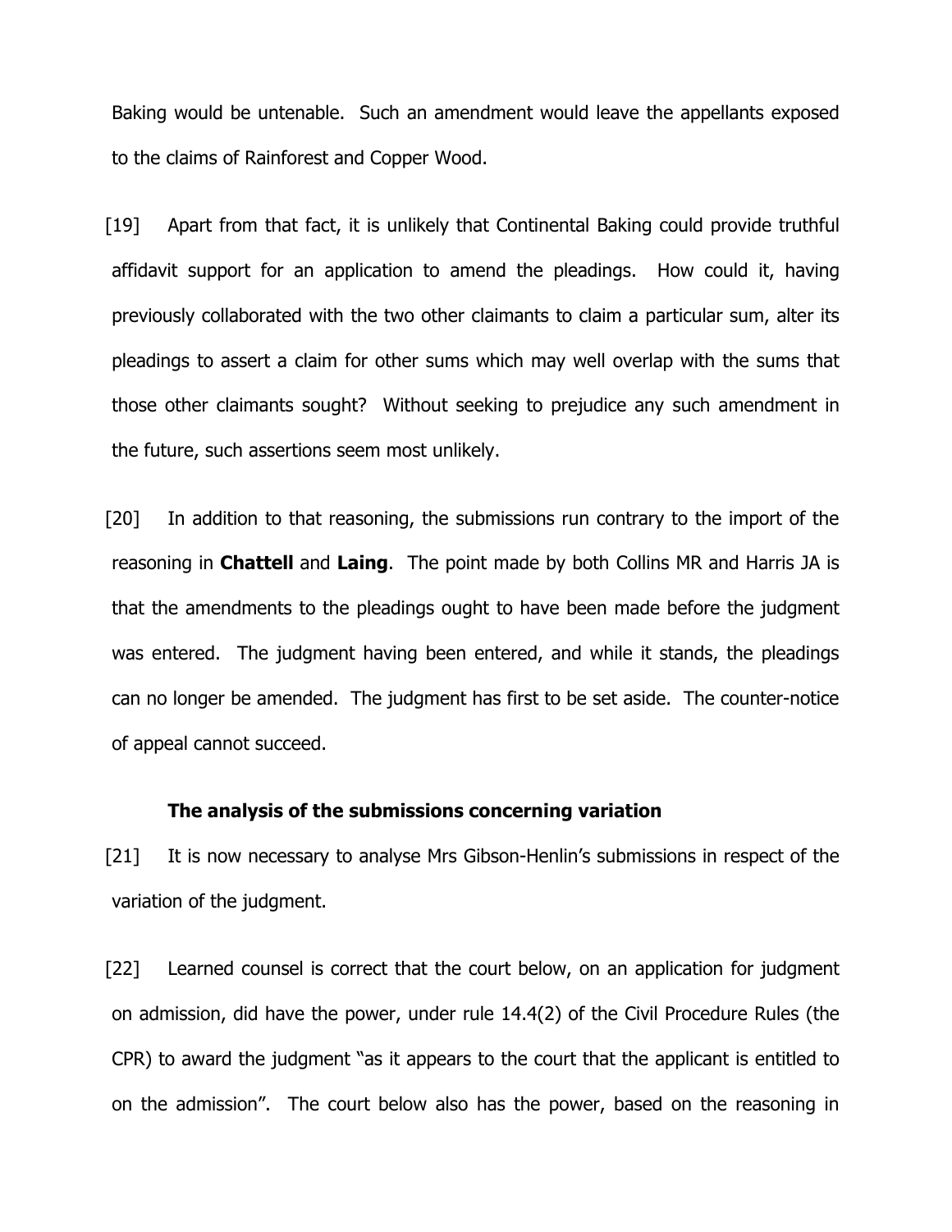Baking would be untenable. Such an amendment would leave the appellants exposed to the claims of Rainforest and Copper Wood.

[19] Apart from that fact, it is unlikely that Continental Baking could provide truthful affidavit support for an application to amend the pleadings. How could it, having previously collaborated with the two other claimants to claim a particular sum, alter its pleadings to assert a claim for other sums which may well overlap with the sums that those other claimants sought? Without seeking to prejudice any such amendment in the future, such assertions seem most unlikely.

[20] In addition to that reasoning, the submissions run contrary to the import of the reasoning in **Chattell** and **Laing**. The point made by both Collins MR and Harris JA is that the amendments to the pleadings ought to have been made before the judgment was entered. The judgment having been entered, and while it stands, the pleadings can no longer be amended. The judgment has first to be set aside. The counter-notice of appeal cannot succeed.

**The analysis of the submissions concerning variation**

[21] It is now necessary to analyse Mrs Gibson-Henlin's submissions in respect of the variation of the judgment.

[22] Learned counsel is correct that the court below, on an application for judgment on admission, did have the power, under rule 14.4(2) of the Civil Procedure Rules (the CPR) to award the judgment "as it appears to the court that the applicant is entitled to on the admission". The court below also has the power, based on the reasoning in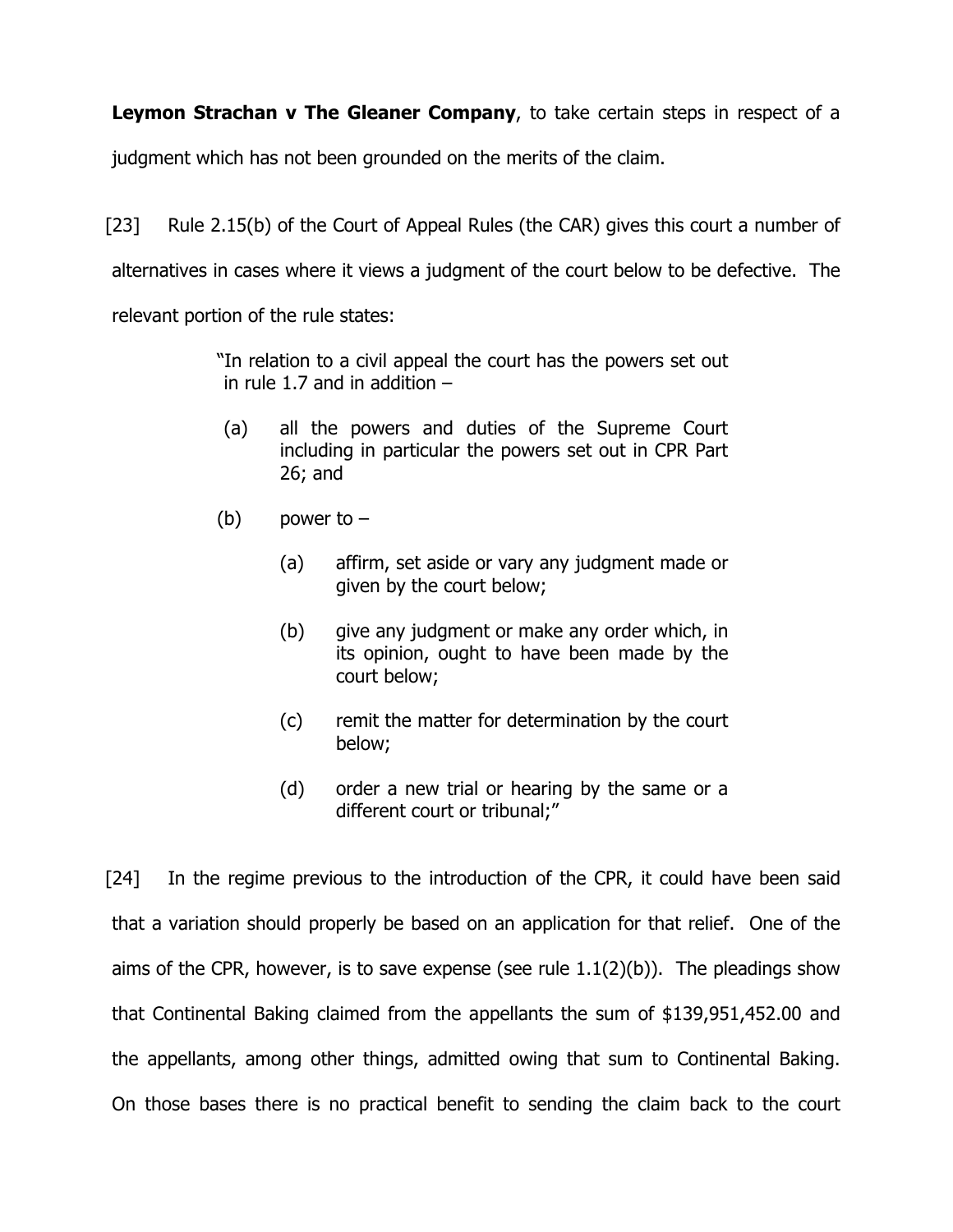**Leymon Strachan v The Gleaner Company**, to take certain steps in respect of a judgment which has not been grounded on the merits of the claim.

[23] Rule 2.15(b) of the Court of Appeal Rules (the CAR) gives this court a number of alternatives in cases where it views a judgment of the court below to be defective. The relevant portion of the rule states:

> "In relation to a civil appeal the court has the powers set out in rule 1.7 and in addition –
>
> (a) all the powers and duties of the Supreme Court including in particular the powers set out in CPR Part 26; and
>
> (b) power to –
>
> (a) affirm, set aside or vary any judgment made or given by the court below;
>
> (b) give any judgment or make any order which, in its opinion, ought to have been made by the court below;
>
> (c) remit the matter for determination by the court below;
>
> (d) order a new trial or hearing by the same or a different court or tribunal;"

[24] In the regime previous to the introduction of the CPR, it could have been said that a variation should properly be based on an application for that relief. One of the aims of the CPR, however, is to save expense (see rule 1.1(2)(b)). The pleadings show that Continental Baking claimed from the appellants the sum of $139,951,452.00 and the appellants, among other things, admitted owing that sum to Continental Baking. On those bases there is no practical benefit to sending the claim back to the court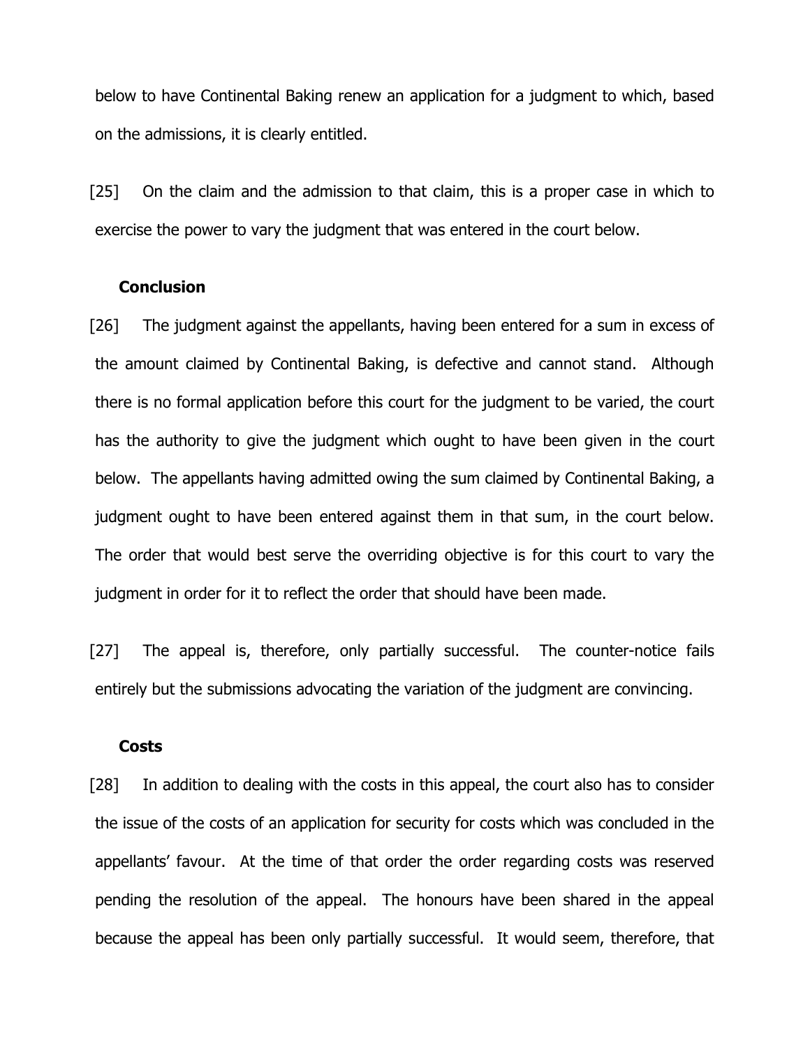below to have Continental Baking renew an application for a judgment to which, based on the admissions, it is clearly entitled.

[25] On the claim and the admission to that claim, this is a proper case in which to exercise the power to vary the judgment that was entered in the court below.

**Conclusion**

[26] The judgment against the appellants, having been entered for a sum in excess of the amount claimed by Continental Baking, is defective and cannot stand. Although there is no formal application before this court for the judgment to be varied, the court has the authority to give the judgment which ought to have been given in the court below. The appellants having admitted owing the sum claimed by Continental Baking, a judgment ought to have been entered against them in that sum, in the court below. The order that would best serve the overriding objective is for this court to vary the judgment in order for it to reflect the order that should have been made.

[27] The appeal is, therefore, only partially successful. The counter-notice fails entirely but the submissions advocating the variation of the judgment are convincing.

**Costs**

[28] In addition to dealing with the costs in this appeal, the court also has to consider the issue of the costs of an application for security for costs which was concluded in the appellants' favour. At the time of that order the order regarding costs was reserved pending the resolution of the appeal. The honours have been shared in the appeal because the appeal has been only partially successful. It would seem, therefore, that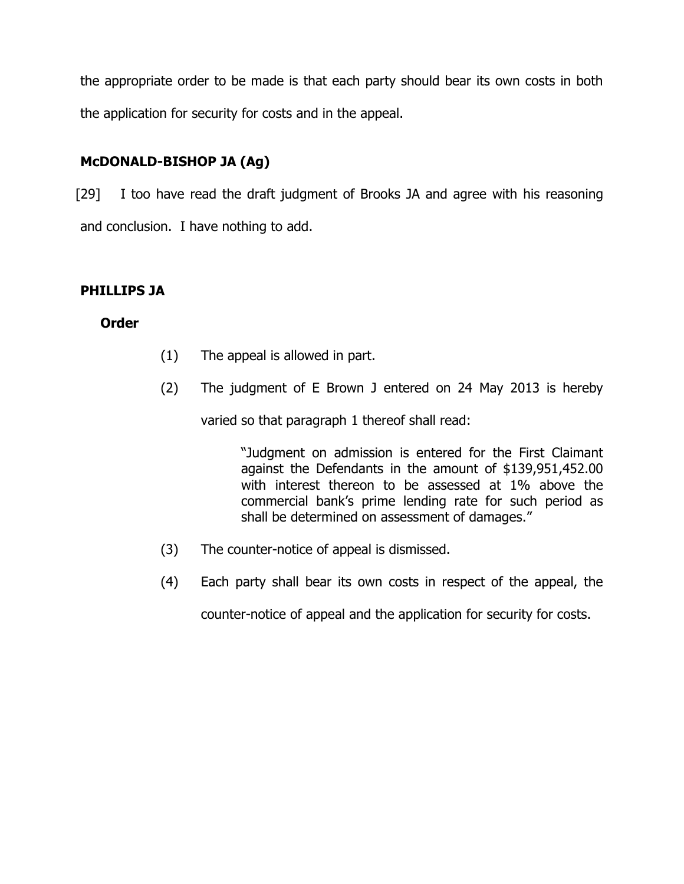the appropriate order to be made is that each party should bear its own costs in both the application for security for costs and in the appeal.

## McDONALD-BISHOP JA (Ag)

[29] I too have read the draft judgment of Brooks JA and agree with his reasoning and conclusion. I have nothing to add.

## PHILLIPS JA

### Order

(1) The appeal is allowed in part.

(2) The judgment of E Brown J entered on 24 May 2013 is hereby varied so that paragraph 1 thereof shall read:

> "Judgment on admission is entered for the First Claimant against the Defendants in the amount of $139,951,452.00 with interest thereon to be assessed at 1% above the commercial bank's prime lending rate for such period as shall be determined on assessment of damages."

(3) The counter-notice of appeal is dismissed.

(4) Each party shall bear its own costs in respect of the appeal, the counter-notice of appeal and the application for security for costs.